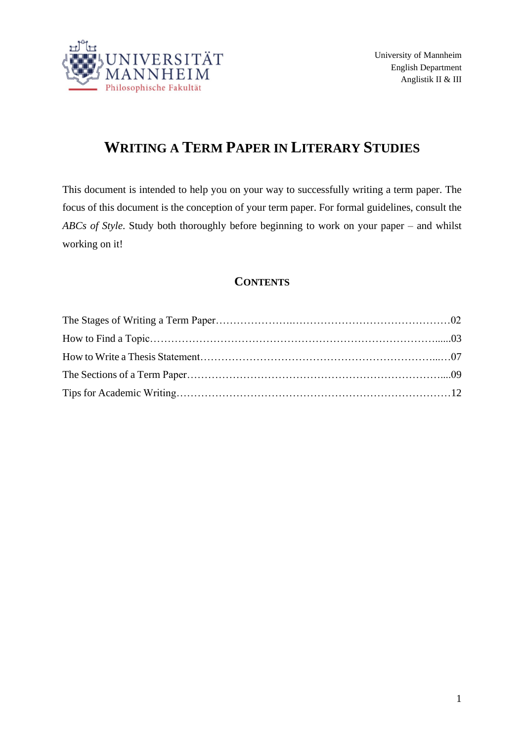UNIVERSITÄT MANNHEIM
Philosophische Fakultät

University of Mannheim
English Department
Anglistik II & III

# Writing a Term Paper in Literary Studies

This document is intended to help you on your way to successfully writing a term paper. The focus of this document is the conception of your term paper. For formal guidelines, consult the *ABCs of Style*. Study both thoroughly before beginning to work on your paper – and whilst working on it!

## Contents

The Stages of Writing a Term Paper…………………..………………………………………02
How to Find a Topic……………………………………………………………………….....03
How to Write a Thesis Statement…………………………………………………………...…07
The Sections of a Term Paper……………………………………………………………….....09
Tips for Academic Writing………………………………………………………………………12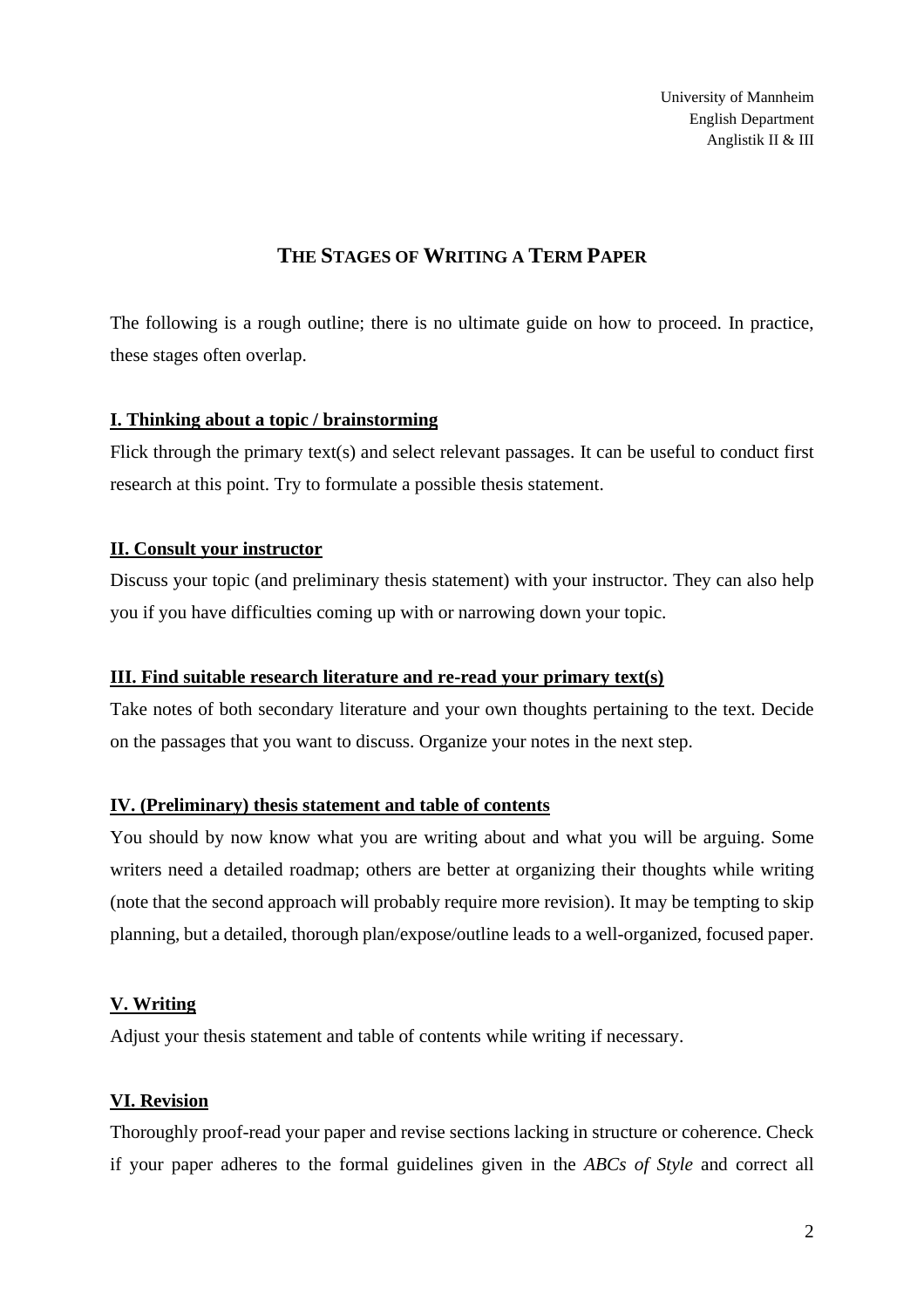University of Mannheim
English Department
Anglistik II & III

# THE STAGES OF WRITING A TERM PAPER

The following is a rough outline; there is no ultimate guide on how to proceed. In practice, these stages often overlap.

## I. Thinking about a topic / brainstorming

Flick through the primary text(s) and select relevant passages. It can be useful to conduct first research at this point. Try to formulate a possible thesis statement.

## II. Consult your instructor

Discuss your topic (and preliminary thesis statement) with your instructor. They can also help you if you have difficulties coming up with or narrowing down your topic.

## III. Find suitable research literature and re-read your primary text(s)

Take notes of both secondary literature and your own thoughts pertaining to the text. Decide on the passages that you want to discuss. Organize your notes in the next step.

## IV. (Preliminary) thesis statement and table of contents

You should by now know what you are writing about and what you will be arguing. Some writers need a detailed roadmap; others are better at organizing their thoughts while writing (note that the second approach will probably require more revision). It may be tempting to skip planning, but a detailed, thorough plan/expose/outline leads to a well-organized, focused paper.

## V. Writing

Adjust your thesis statement and table of contents while writing if necessary.

## VI. Revision

Thoroughly proof-read your paper and revise sections lacking in structure or coherence. Check if your paper adheres to the formal guidelines given in the *ABCs of Style* and correct all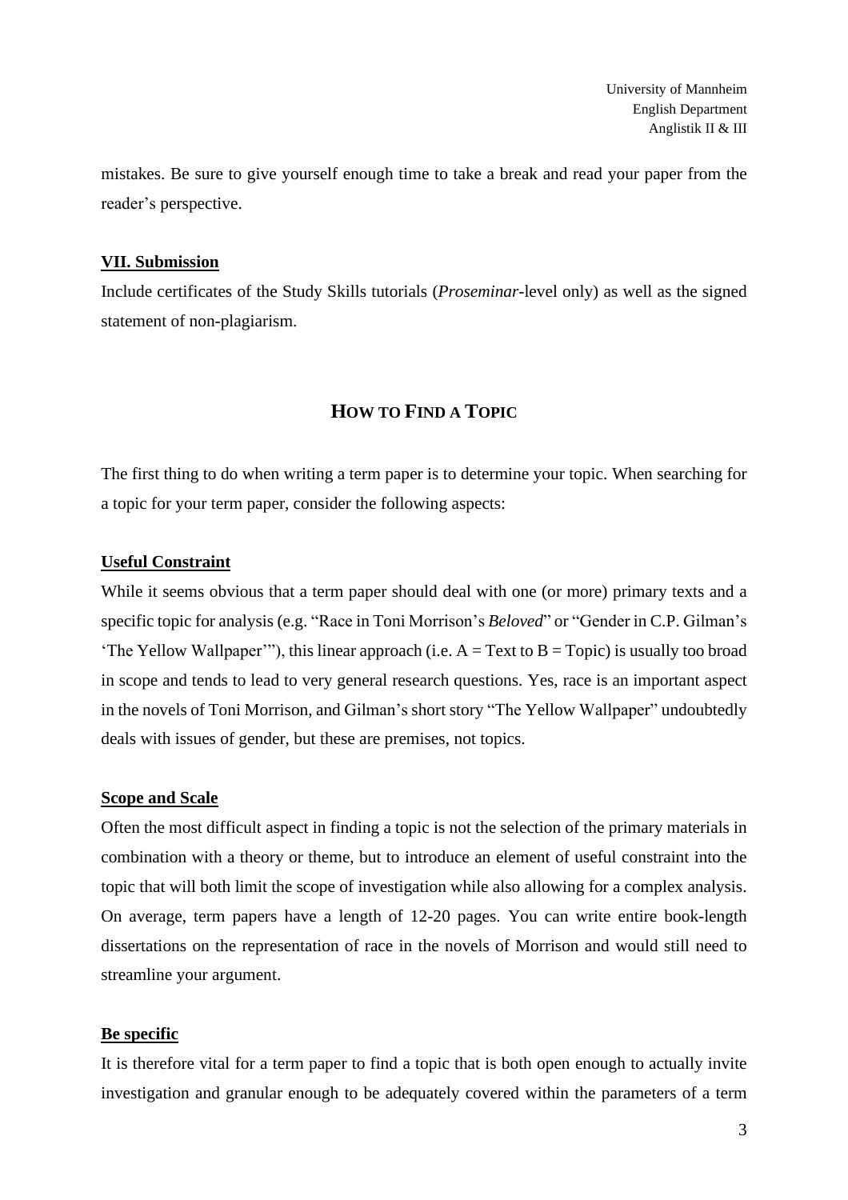mistakes. Be sure to give yourself enough time to take a break and read your paper from the reader's perspective.

### VII. Submission

Include certificates of the Study Skills tutorials (*Proseminar*-level only) as well as the signed statement of non-plagiarism.

## How to Find a Topic

The first thing to do when writing a term paper is to determine your topic. When searching for a topic for your term paper, consider the following aspects:

### Useful Constraint

While it seems obvious that a term paper should deal with one (or more) primary texts and a specific topic for analysis (e.g. "Race in Toni Morrison's *Beloved*" or "Gender in C.P. Gilman's 'The Yellow Wallpaper'"), this linear approach (i.e. A = Text to B = Topic) is usually too broad in scope and tends to lead to very general research questions. Yes, race is an important aspect in the novels of Toni Morrison, and Gilman's short story "The Yellow Wallpaper" undoubtedly deals with issues of gender, but these are premises, not topics.

### Scope and Scale

Often the most difficult aspect in finding a topic is not the selection of the primary materials in combination with a theory or theme, but to introduce an element of useful constraint into the topic that will both limit the scope of investigation while also allowing for a complex analysis. On average, term papers have a length of 12-20 pages. You can write entire book-length dissertations on the representation of race in the novels of Morrison and would still need to streamline your argument.

### Be specific

It is therefore vital for a term paper to find a topic that is both open enough to actually invite investigation and granular enough to be adequately covered within the parameters of a term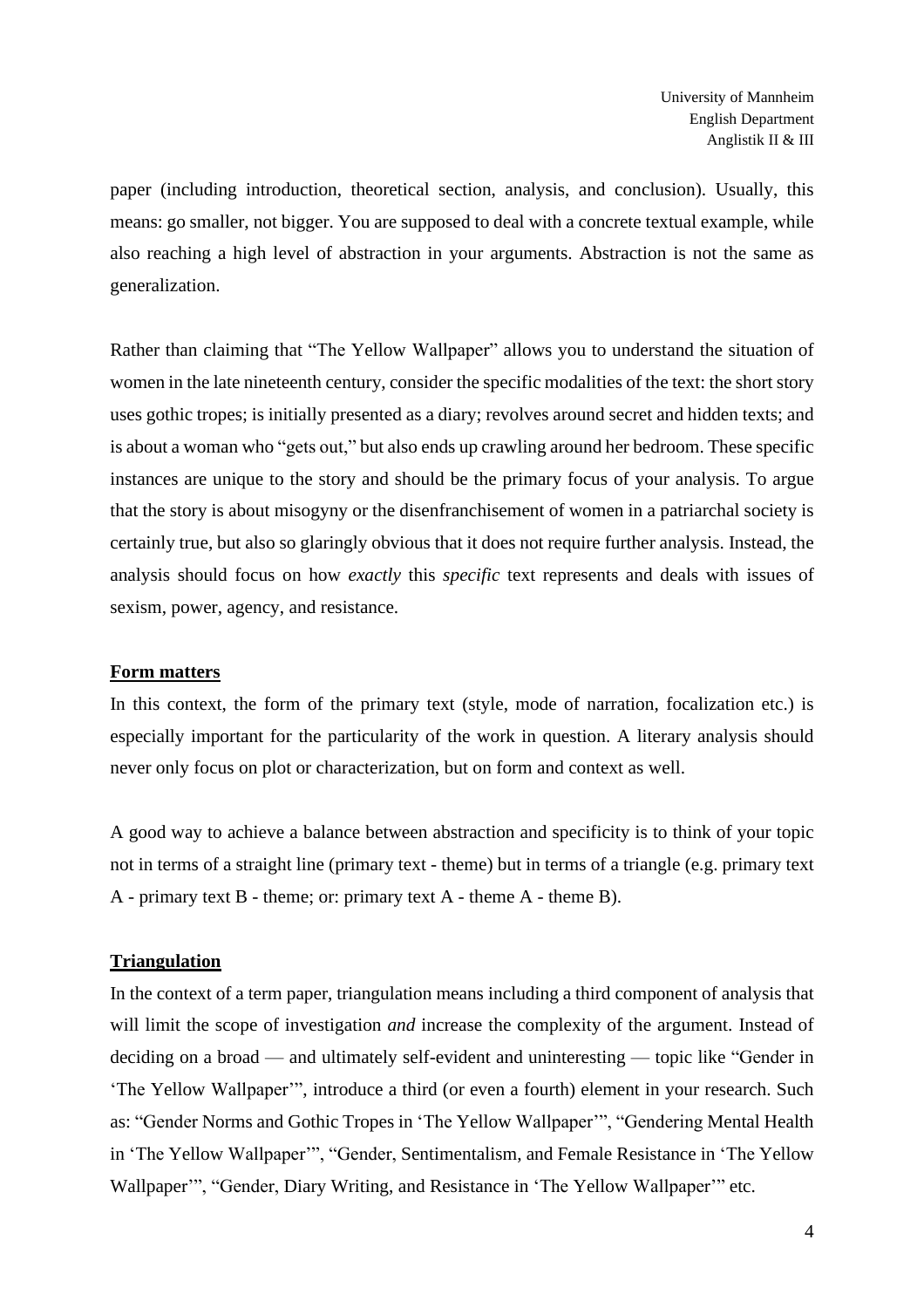paper (including introduction, theoretical section, analysis, and conclusion). Usually, this means: go smaller, not bigger. You are supposed to deal with a concrete textual example, while also reaching a high level of abstraction in your arguments. Abstraction is not the same as generalization.

Rather than claiming that "The Yellow Wallpaper" allows you to understand the situation of women in the late nineteenth century, consider the specific modalities of the text: the short story uses gothic tropes; is initially presented as a diary; revolves around secret and hidden texts; and is about a woman who "gets out," but also ends up crawling around her bedroom. These specific instances are unique to the story and should be the primary focus of your analysis. To argue that the story is about misogyny or the disenfranchisement of women in a patriarchal society is certainly true, but also so glaringly obvious that it does not require further analysis. Instead, the analysis should focus on how *exactly* this *specific* text represents and deals with issues of sexism, power, agency, and resistance.

## Form matters

In this context, the form of the primary text (style, mode of narration, focalization etc.) is especially important for the particularity of the work in question. A literary analysis should never only focus on plot or characterization, but on form and context as well.

A good way to achieve a balance between abstraction and specificity is to think of your topic not in terms of a straight line (primary text - theme) but in terms of a triangle (e.g. primary text A - primary text B - theme; or: primary text A - theme A - theme B).

## Triangulation

In the context of a term paper, triangulation means including a third component of analysis that will limit the scope of investigation *and* increase the complexity of the argument. Instead of deciding on a broad — and ultimately self-evident and uninteresting — topic like "Gender in 'The Yellow Wallpaper'", introduce a third (or even a fourth) element in your research. Such as: "Gender Norms and Gothic Tropes in 'The Yellow Wallpaper'", "Gendering Mental Health in 'The Yellow Wallpaper'", "Gender, Sentimentalism, and Female Resistance in 'The Yellow Wallpaper'", "Gender, Diary Writing, and Resistance in 'The Yellow Wallpaper'" etc.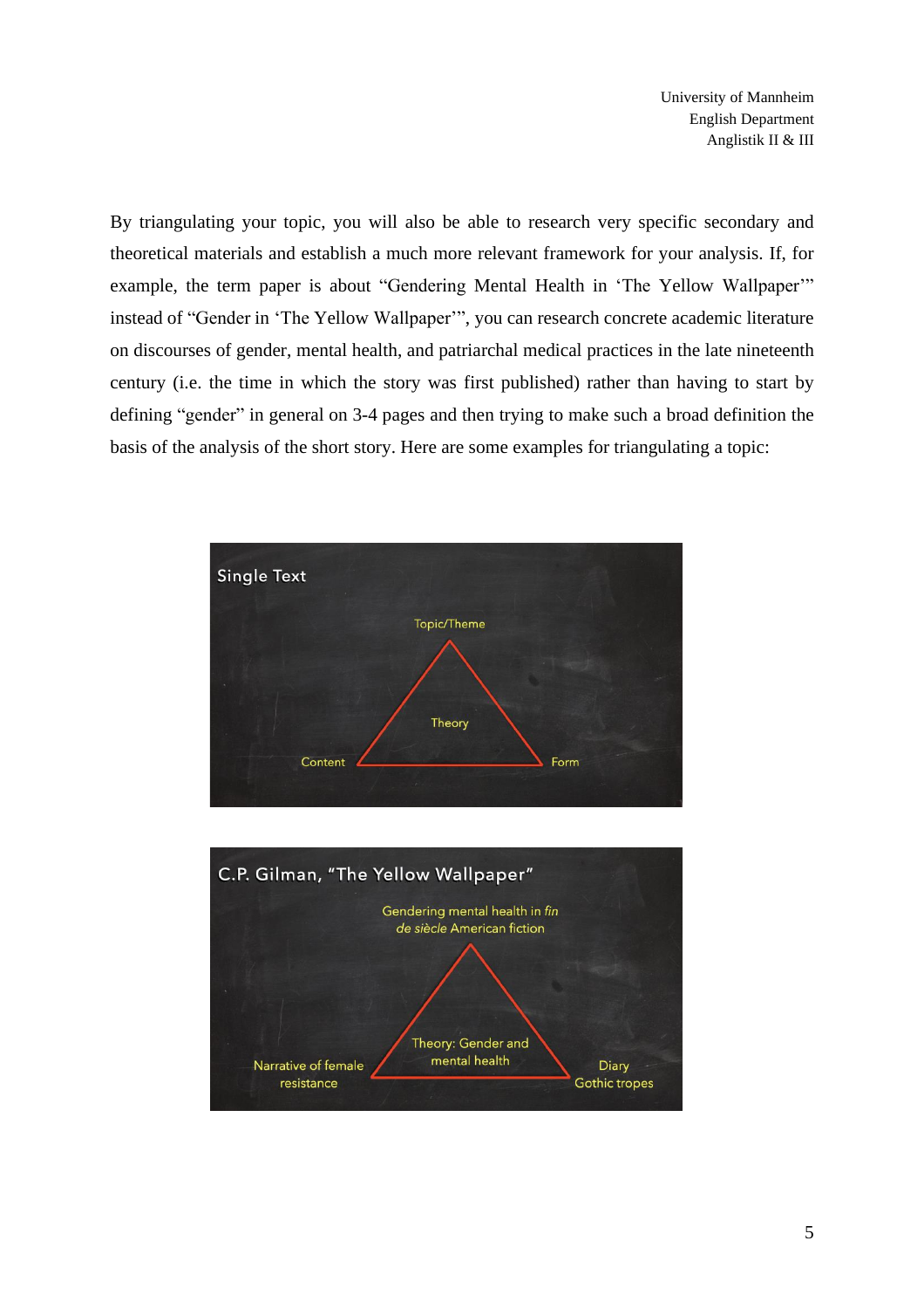By triangulating your topic, you will also be able to research very specific secondary and theoretical materials and establish a much more relevant framework for your analysis. If, for example, the term paper is about "Gendering Mental Health in 'The Yellow Wallpaper'" instead of "Gender in 'The Yellow Wallpaper'", you can research concrete academic literature on discourses of gender, mental health, and patriarchal medical practices in the late nineteenth century (i.e. the time in which the story was first published) rather than having to start by defining "gender" in general on 3-4 pages and then trying to make such a broad definition the basis of the analysis of the short story. Here are some examples for triangulating a topic:

**Single Text**

Topic/Theme

Theory

Content — Form

**C.P. Gilman, "The Yellow Wallpaper"**

Gendering mental health in *fin de siècle* American fiction

Theory: Gender and mental health

Narrative of female resistance — Diary Gothic tropes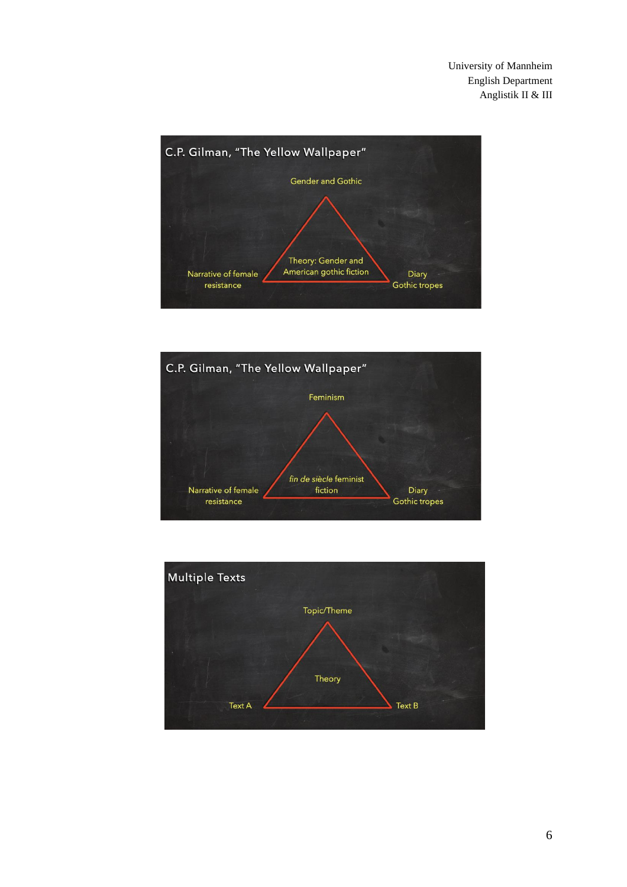## C.P. Gilman, "The Yellow Wallpaper"

Gender and Gothic

Theory: Gender and American gothic fiction

Narrative of female resistance

Diary
Gothic tropes

## C.P. Gilman, "The Yellow Wallpaper"

Feminism

*fin de siècle* feminist fiction

Narrative of female resistance

Diary
Gothic tropes

## Multiple Texts

Topic/Theme

Theory

Text A

Text B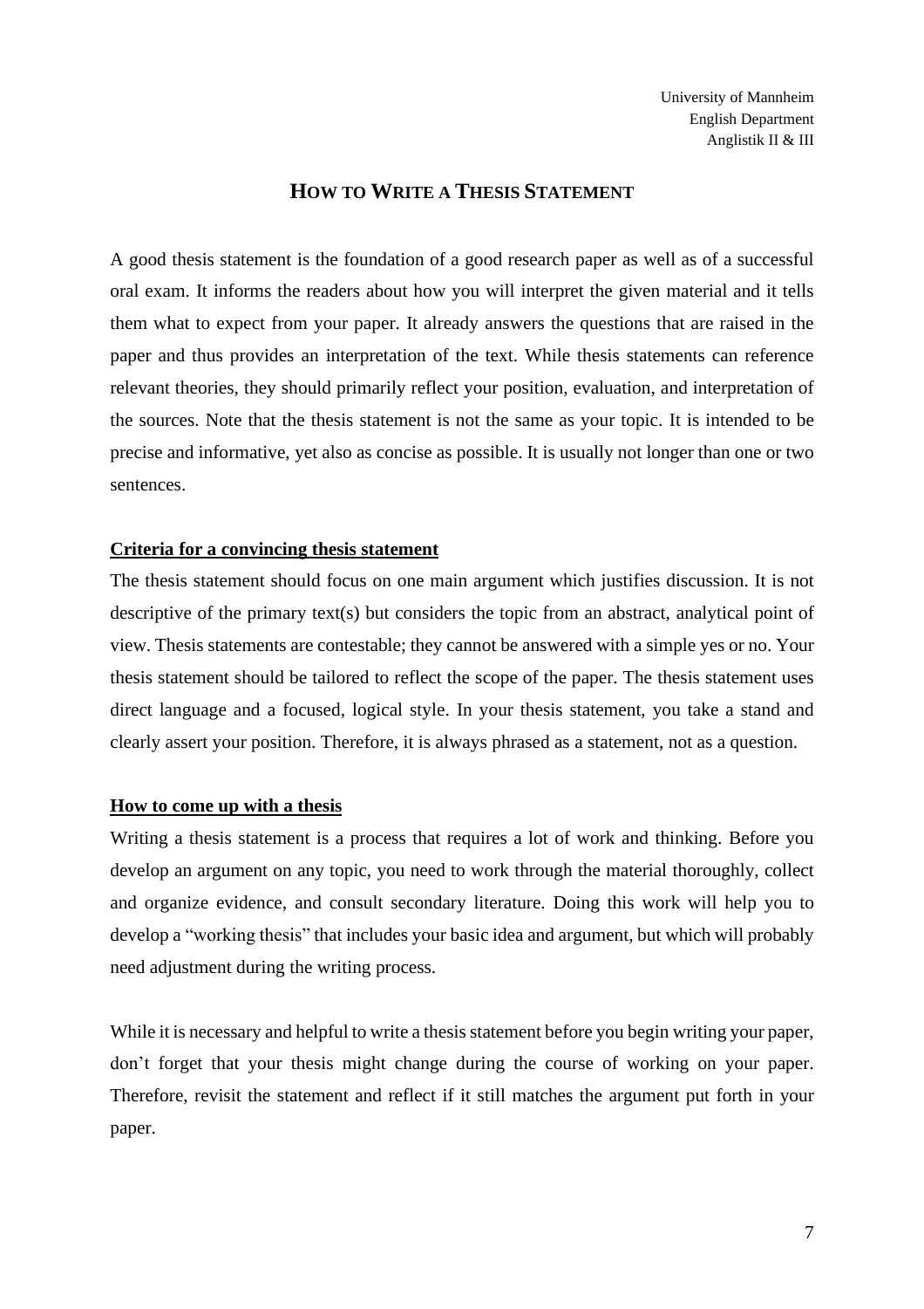University of Mannheim
English Department
Anglistik II & III

# How to Write a Thesis Statement

A good thesis statement is the foundation of a good research paper as well as of a successful oral exam. It informs the readers about how you will interpret the given material and it tells them what to expect from your paper. It already answers the questions that are raised in the paper and thus provides an interpretation of the text. While thesis statements can reference relevant theories, they should primarily reflect your position, evaluation, and interpretation of the sources. Note that the thesis statement is not the same as your topic. It is intended to be precise and informative, yet also as concise as possible. It is usually not longer than one or two sentences.

## Criteria for a convincing thesis statement

The thesis statement should focus on one main argument which justifies discussion. It is not descriptive of the primary text(s) but considers the topic from an abstract, analytical point of view. Thesis statements are contestable; they cannot be answered with a simple yes or no. Your thesis statement should be tailored to reflect the scope of the paper. The thesis statement uses direct language and a focused, logical style. In your thesis statement, you take a stand and clearly assert your position. Therefore, it is always phrased as a statement, not as a question.

## How to come up with a thesis

Writing a thesis statement is a process that requires a lot of work and thinking. Before you develop an argument on any topic, you need to work through the material thoroughly, collect and organize evidence, and consult secondary literature. Doing this work will help you to develop a "working thesis" that includes your basic idea and argument, but which will probably need adjustment during the writing process.

While it is necessary and helpful to write a thesis statement before you begin writing your paper, don't forget that your thesis might change during the course of working on your paper. Therefore, revisit the statement and reflect if it still matches the argument put forth in your paper.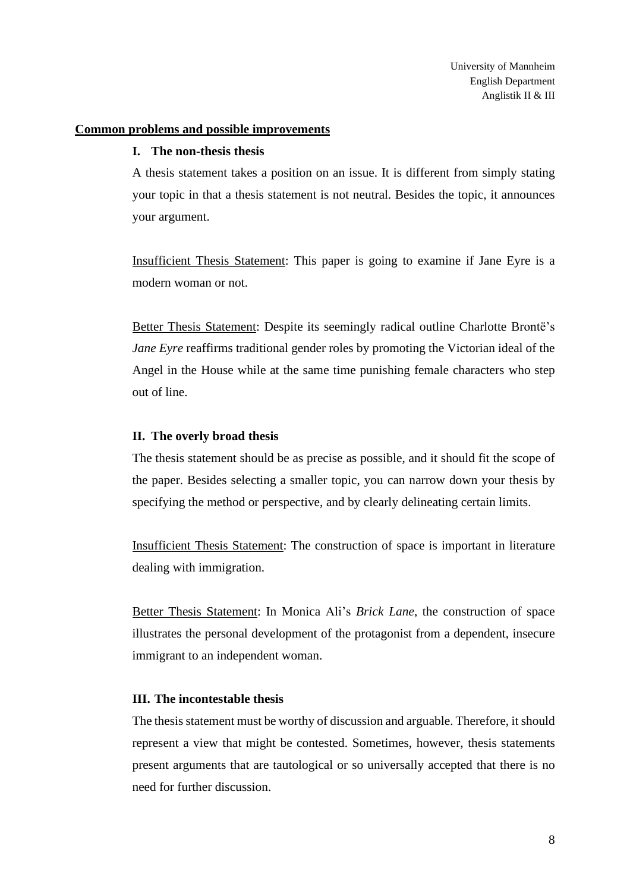University of Mannheim
English Department
Anglistik II & III

## Common problems and possible improvements

### I. The non-thesis thesis

A thesis statement takes a position on an issue. It is different from simply stating your topic in that a thesis statement is not neutral. Besides the topic, it announces your argument.

Insufficient Thesis Statement: This paper is going to examine if Jane Eyre is a modern woman or not.

Better Thesis Statement: Despite its seemingly radical outline Charlotte Brontë's *Jane Eyre* reaffirms traditional gender roles by promoting the Victorian ideal of the Angel in the House while at the same time punishing female characters who step out of line.

### II. The overly broad thesis

The thesis statement should be as precise as possible, and it should fit the scope of the paper. Besides selecting a smaller topic, you can narrow down your thesis by specifying the method or perspective, and by clearly delineating certain limits.

Insufficient Thesis Statement: The construction of space is important in literature dealing with immigration.

Better Thesis Statement: In Monica Ali's *Brick Lane*, the construction of space illustrates the personal development of the protagonist from a dependent, insecure immigrant to an independent woman.

### III. The incontestable thesis

The thesis statement must be worthy of discussion and arguable. Therefore, it should represent a view that might be contested. Sometimes, however, thesis statements present arguments that are tautological or so universally accepted that there is no need for further discussion.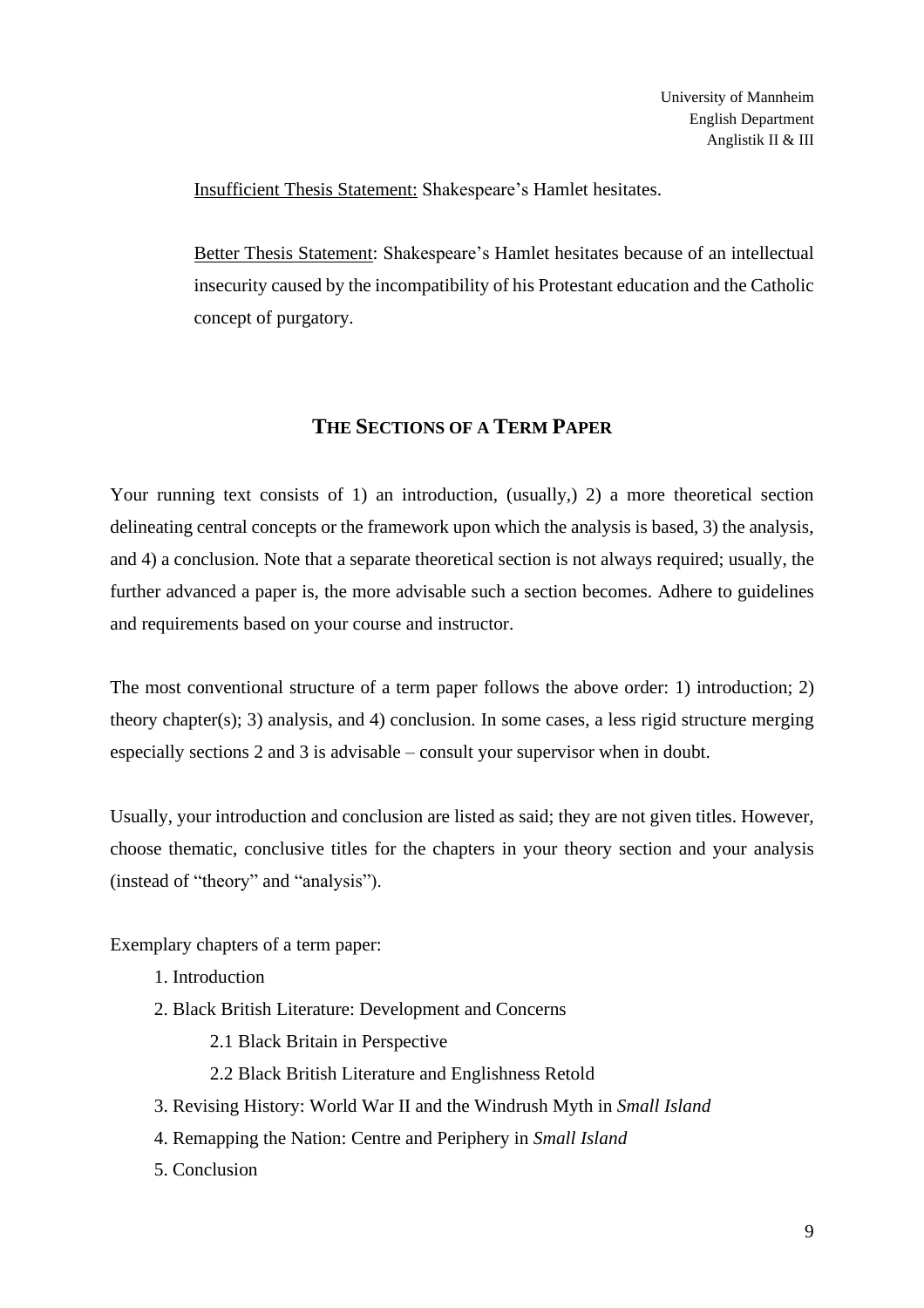Insufficient Thesis Statement: Shakespeare's Hamlet hesitates.

Better Thesis Statement: Shakespeare's Hamlet hesitates because of an intellectual insecurity caused by the incompatibility of his Protestant education and the Catholic concept of purgatory.

## THE SECTIONS OF A TERM PAPER

Your running text consists of 1) an introduction, (usually,) 2) a more theoretical section delineating central concepts or the framework upon which the analysis is based, 3) the analysis, and 4) a conclusion. Note that a separate theoretical section is not always required; usually, the further advanced a paper is, the more advisable such a section becomes. Adhere to guidelines and requirements based on your course and instructor.

The most conventional structure of a term paper follows the above order: 1) introduction; 2) theory chapter(s); 3) analysis, and 4) conclusion. In some cases, a less rigid structure merging especially sections 2 and 3 is advisable – consult your supervisor when in doubt.

Usually, your introduction and conclusion are listed as said; they are not given titles. However, choose thematic, conclusive titles for the chapters in your theory section and your analysis (instead of "theory" and "analysis").

Exemplary chapters of a term paper:

1. Introduction
2. Black British Literature: Development and Concerns
    - 2.1 Black Britain in Perspective
    - 2.2 Black British Literature and Englishness Retold
3. Revising History: World War II and the Windrush Myth in *Small Island*
4. Remapping the Nation: Centre and Periphery in *Small Island*
5. Conclusion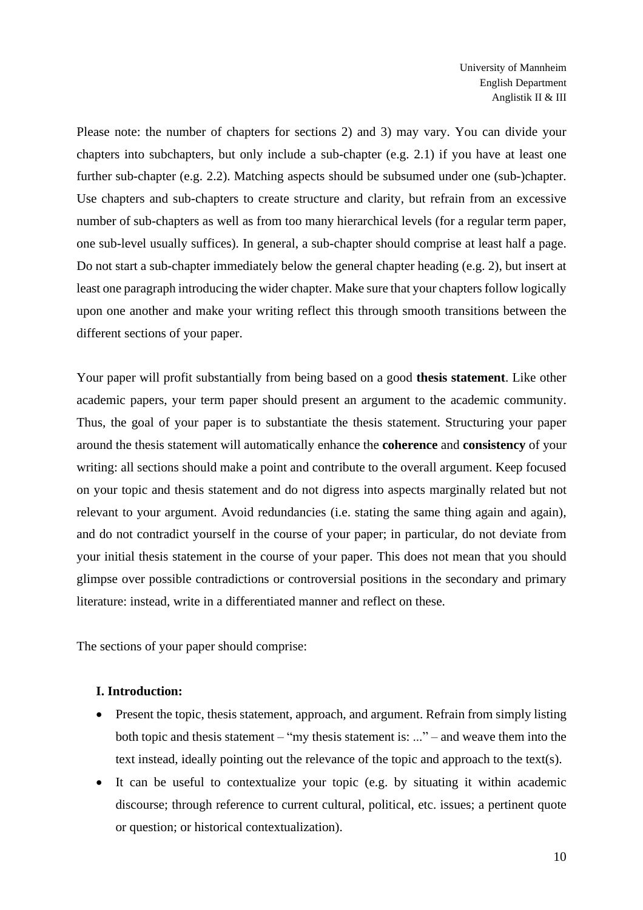Please note: the number of chapters for sections 2) and 3) may vary. You can divide your chapters into subchapters, but only include a sub-chapter (e.g. 2.1) if you have at least one further sub-chapter (e.g. 2.2). Matching aspects should be subsumed under one (sub-)chapter. Use chapters and sub-chapters to create structure and clarity, but refrain from an excessive number of sub-chapters as well as from too many hierarchical levels (for a regular term paper, one sub-level usually suffices). In general, a sub-chapter should comprise at least half a page. Do not start a sub-chapter immediately below the general chapter heading (e.g. 2), but insert at least one paragraph introducing the wider chapter. Make sure that your chapters follow logically upon one another and make your writing reflect this through smooth transitions between the different sections of your paper.

Your paper will profit substantially from being based on a good **thesis statement**. Like other academic papers, your term paper should present an argument to the academic community. Thus, the goal of your paper is to substantiate the thesis statement. Structuring your paper around the thesis statement will automatically enhance the **coherence** and **consistency** of your writing: all sections should make a point and contribute to the overall argument. Keep focused on your topic and thesis statement and do not digress into aspects marginally related but not relevant to your argument. Avoid redundancies (i.e. stating the same thing again and again), and do not contradict yourself in the course of your paper; in particular, do not deviate from your initial thesis statement in the course of your paper. This does not mean that you should glimpse over possible contradictions or controversial positions in the secondary and primary literature: instead, write in a differentiated manner and reflect on these.

The sections of your paper should comprise:

**I. Introduction:**

- Present the topic, thesis statement, approach, and argument. Refrain from simply listing both topic and thesis statement – "my thesis statement is: ..." – and weave them into the text instead, ideally pointing out the relevance of the topic and approach to the text(s).
- It can be useful to contextualize your topic (e.g. by situating it within academic discourse; through reference to current cultural, political, etc. issues; a pertinent quote or question; or historical contextualization).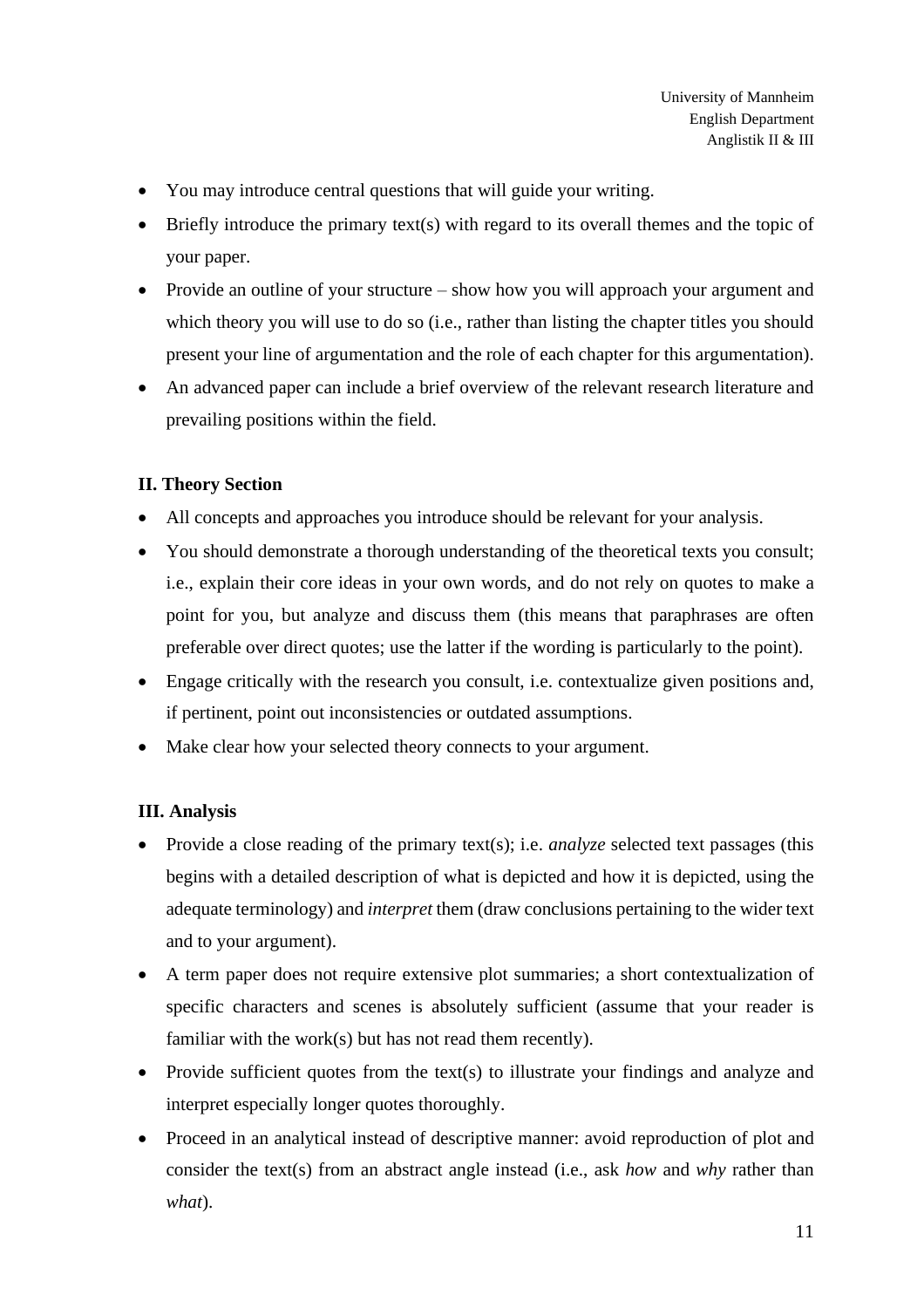- You may introduce central questions that will guide your writing.
- Briefly introduce the primary text(s) with regard to its overall themes and the topic of your paper.
- Provide an outline of your structure – show how you will approach your argument and which theory you will use to do so (i.e., rather than listing the chapter titles you should present your line of argumentation and the role of each chapter for this argumentation).
- An advanced paper can include a brief overview of the relevant research literature and prevailing positions within the field.

**II. Theory Section**

- All concepts and approaches you introduce should be relevant for your analysis.
- You should demonstrate a thorough understanding of the theoretical texts you consult; i.e., explain their core ideas in your own words, and do not rely on quotes to make a point for you, but analyze and discuss them (this means that paraphrases are often preferable over direct quotes; use the latter if the wording is particularly to the point).
- Engage critically with the research you consult, i.e. contextualize given positions and, if pertinent, point out inconsistencies or outdated assumptions.
- Make clear how your selected theory connects to your argument.

**III. Analysis**

- Provide a close reading of the primary text(s); i.e. *analyze* selected text passages (this begins with a detailed description of what is depicted and how it is depicted, using the adequate terminology) and *interpret* them (draw conclusions pertaining to the wider text and to your argument).
- A term paper does not require extensive plot summaries; a short contextualization of specific characters and scenes is absolutely sufficient (assume that your reader is familiar with the work(s) but has not read them recently).
- Provide sufficient quotes from the text(s) to illustrate your findings and analyze and interpret especially longer quotes thoroughly.
- Proceed in an analytical instead of descriptive manner: avoid reproduction of plot and consider the text(s) from an abstract angle instead (i.e., ask *how* and *why* rather than *what*).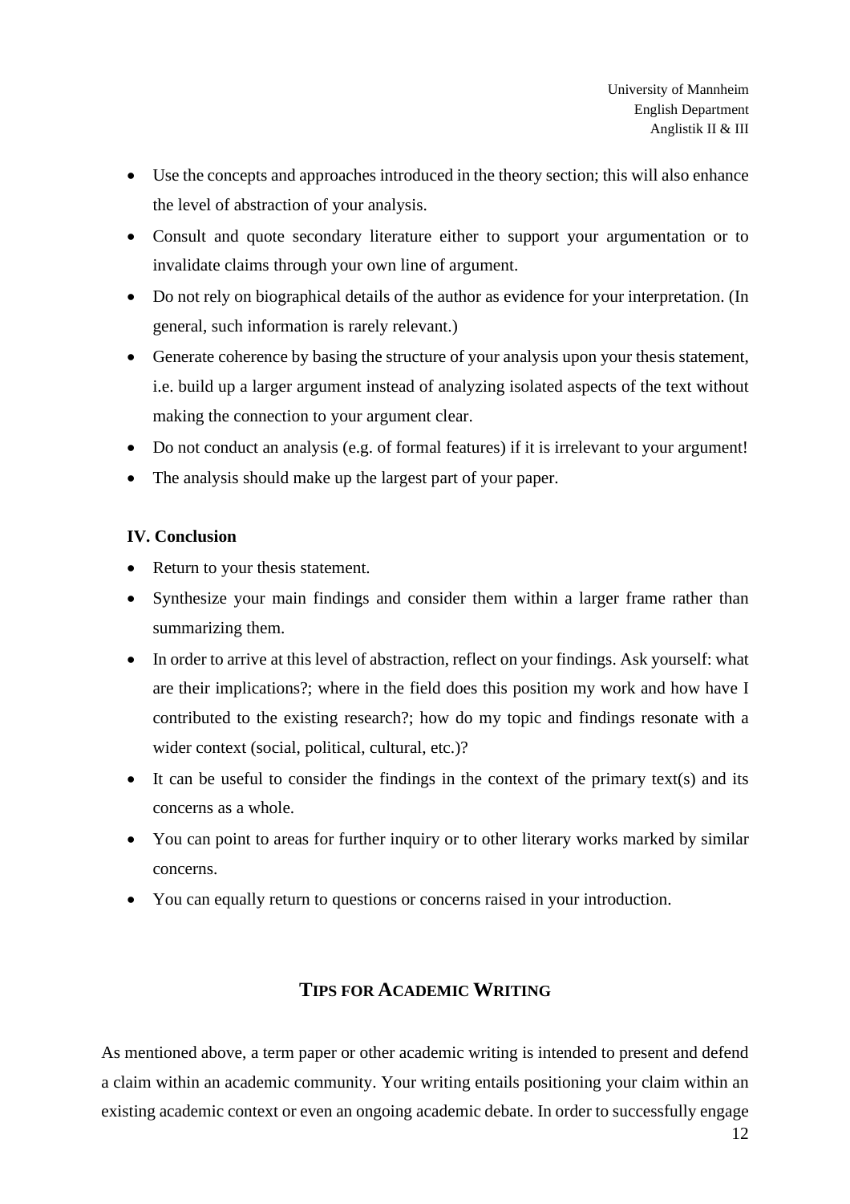- Use the concepts and approaches introduced in the theory section; this will also enhance the level of abstraction of your analysis.
- Consult and quote secondary literature either to support your argumentation or to invalidate claims through your own line of argument.
- Do not rely on biographical details of the author as evidence for your interpretation. (In general, such information is rarely relevant.)
- Generate coherence by basing the structure of your analysis upon your thesis statement, i.e. build up a larger argument instead of analyzing isolated aspects of the text without making the connection to your argument clear.
- Do not conduct an analysis (e.g. of formal features) if it is irrelevant to your argument!
- The analysis should make up the largest part of your paper.

**IV. Conclusion**

- Return to your thesis statement.
- Synthesize your main findings and consider them within a larger frame rather than summarizing them.
- In order to arrive at this level of abstraction, reflect on your findings. Ask yourself: what are their implications?; where in the field does this position my work and how have I contributed to the existing research?; how do my topic and findings resonate with a wider context (social, political, cultural, etc.)?
- It can be useful to consider the findings in the context of the primary text(s) and its concerns as a whole.
- You can point to areas for further inquiry or to other literary works marked by similar concerns.
- You can equally return to questions or concerns raised in your introduction.

## TIPS FOR ACADEMIC WRITING

As mentioned above, a term paper or other academic writing is intended to present and defend a claim within an academic community. Your writing entails positioning your claim within an existing academic context or even an ongoing academic debate. In order to successfully engage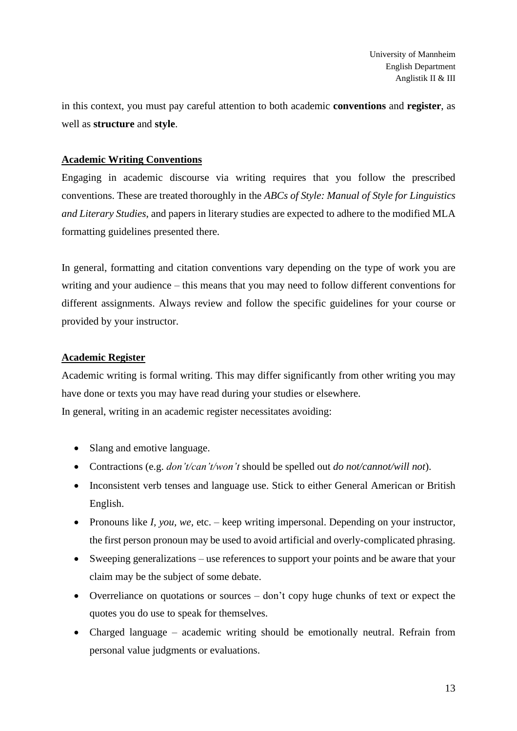in this context, you must pay careful attention to both academic **conventions** and **register**, as well as **structure** and **style**.

## Academic Writing Conventions

Engaging in academic discourse via writing requires that you follow the prescribed conventions. These are treated thoroughly in the *ABCs of Style: Manual of Style for Linguistics and Literary Studies*, and papers in literary studies are expected to adhere to the modified MLA formatting guidelines presented there.

In general, formatting and citation conventions vary depending on the type of work you are writing and your audience – this means that you may need to follow different conventions for different assignments. Always review and follow the specific guidelines for your course or provided by your instructor.

## Academic Register

Academic writing is formal writing. This may differ significantly from other writing you may have done or texts you may have read during your studies or elsewhere.
In general, writing in an academic register necessitates avoiding:

- Slang and emotive language.
- Contractions (e.g. *don't/can't/won't* should be spelled out *do not/cannot/will not*).
- Inconsistent verb tenses and language use. Stick to either General American or British English.
- Pronouns like *I, you, we*, etc. – keep writing impersonal. Depending on your instructor, the first person pronoun may be used to avoid artificial and overly-complicated phrasing.
- Sweeping generalizations – use references to support your points and be aware that your claim may be the subject of some debate.
- Overreliance on quotations or sources – don't copy huge chunks of text or expect the quotes you do use to speak for themselves.
- Charged language – academic writing should be emotionally neutral. Refrain from personal value judgments or evaluations.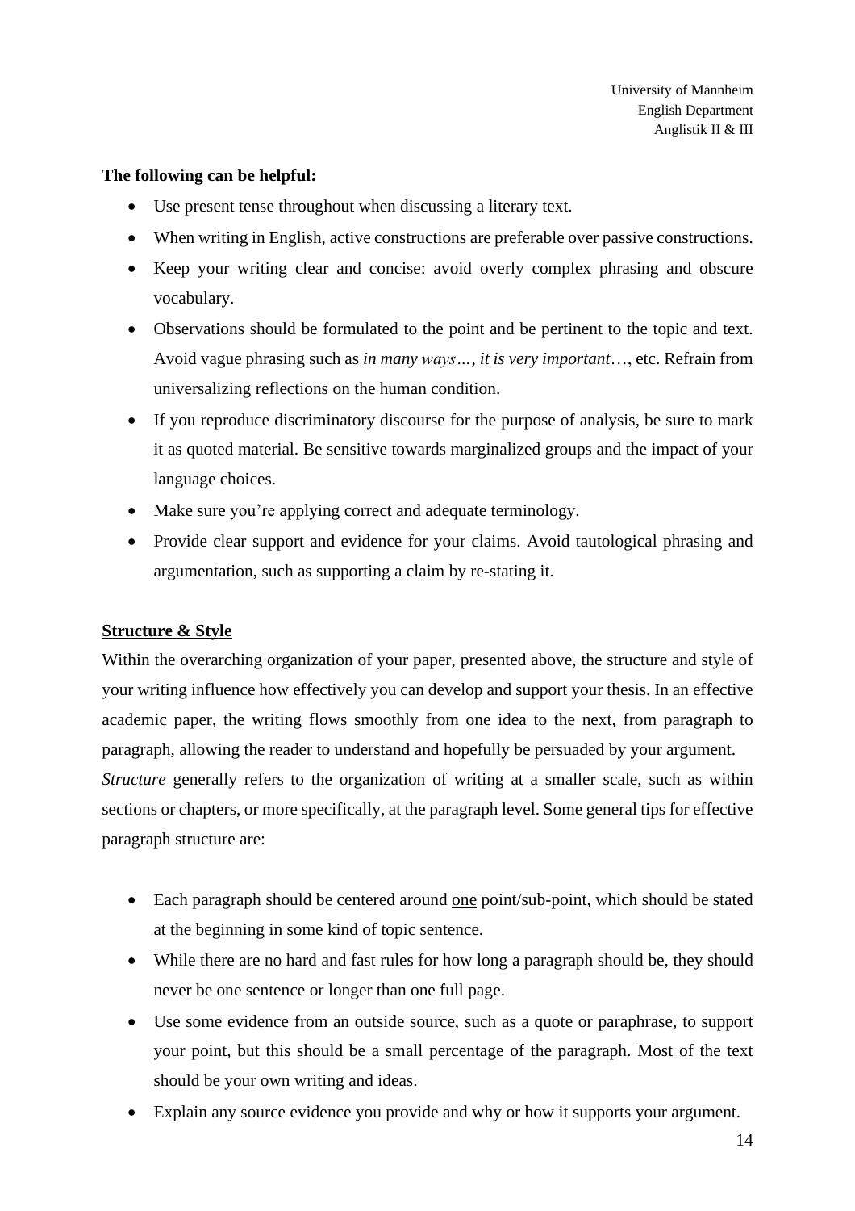**The following can be helpful:**

- Use present tense throughout when discussing a literary text.
- When writing in English, active constructions are preferable over passive constructions.
- Keep your writing clear and concise: avoid overly complex phrasing and obscure vocabulary.
- Observations should be formulated to the point and be pertinent to the topic and text. Avoid vague phrasing such as *in many ways…*, *it is very important*…, etc. Refrain from universalizing reflections on the human condition.
- If you reproduce discriminatory discourse for the purpose of analysis, be sure to mark it as quoted material. Be sensitive towards marginalized groups and the impact of your language choices.
- Make sure you're applying correct and adequate terminology.
- Provide clear support and evidence for your claims. Avoid tautological phrasing and argumentation, such as supporting a claim by re-stating it.

## Structure & Style

Within the overarching organization of your paper, presented above, the structure and style of your writing influence how effectively you can develop and support your thesis. In an effective academic paper, the writing flows smoothly from one idea to the next, from paragraph to paragraph, allowing the reader to understand and hopefully be persuaded by your argument.

*Structure* generally refers to the organization of writing at a smaller scale, such as within sections or chapters, or more specifically, at the paragraph level. Some general tips for effective paragraph structure are:

- Each paragraph should be centered around one point/sub-point, which should be stated at the beginning in some kind of topic sentence.
- While there are no hard and fast rules for how long a paragraph should be, they should never be one sentence or longer than one full page.
- Use some evidence from an outside source, such as a quote or paraphrase, to support your point, but this should be a small percentage of the paragraph. Most of the text should be your own writing and ideas.
- Explain any source evidence you provide and why or how it supports your argument.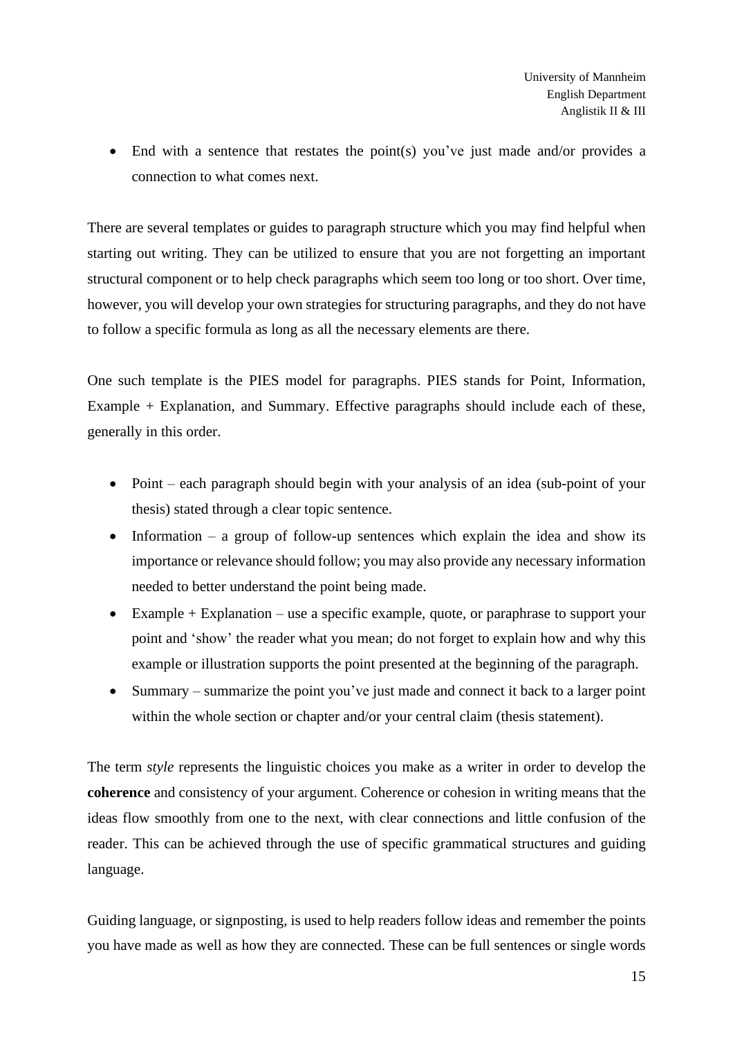- End with a sentence that restates the point(s) you've just made and/or provides a connection to what comes next.

There are several templates or guides to paragraph structure which you may find helpful when starting out writing. They can be utilized to ensure that you are not forgetting an important structural component or to help check paragraphs which seem too long or too short. Over time, however, you will develop your own strategies for structuring paragraphs, and they do not have to follow a specific formula as long as all the necessary elements are there.

One such template is the PIES model for paragraphs. PIES stands for Point, Information, Example + Explanation, and Summary. Effective paragraphs should include each of these, generally in this order.

- Point – each paragraph should begin with your analysis of an idea (sub-point of your thesis) stated through a clear topic sentence.
- Information – a group of follow-up sentences which explain the idea and show its importance or relevance should follow; you may also provide any necessary information needed to better understand the point being made.
- Example + Explanation – use a specific example, quote, or paraphrase to support your point and 'show' the reader what you mean; do not forget to explain how and why this example or illustration supports the point presented at the beginning of the paragraph.
- Summary – summarize the point you've just made and connect it back to a larger point within the whole section or chapter and/or your central claim (thesis statement).

The term *style* represents the linguistic choices you make as a writer in order to develop the **coherence** and consistency of your argument. Coherence or cohesion in writing means that the ideas flow smoothly from one to the next, with clear connections and little confusion of the reader. This can be achieved through the use of specific grammatical structures and guiding language.

Guiding language, or signposting, is used to help readers follow ideas and remember the points you have made as well as how they are connected. These can be full sentences or single words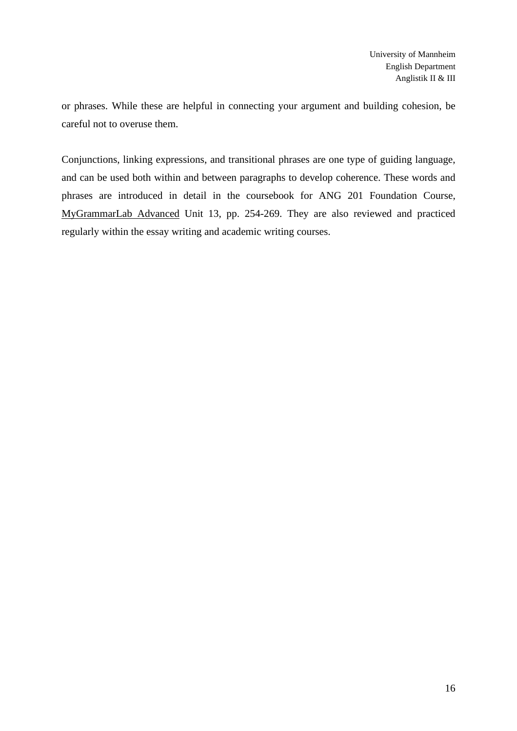or phrases. While these are helpful in connecting your argument and building cohesion, be careful not to overuse them.

Conjunctions, linking expressions, and transitional phrases are one type of guiding language, and can be used both within and between paragraphs to develop coherence. These words and phrases are introduced in detail in the coursebook for ANG 201 Foundation Course, <u>MyGrammarLab Advanced</u> Unit 13, pp. 254-269. They are also reviewed and practiced regularly within the essay writing and academic writing courses.